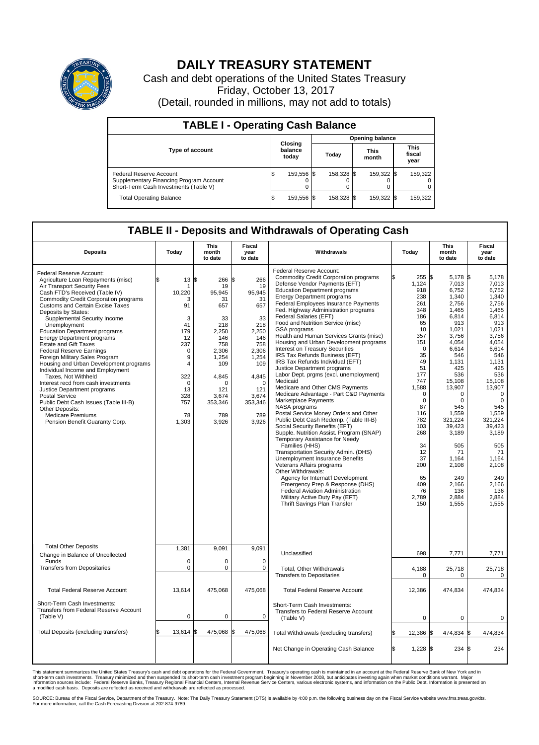# DAILY TREASURY STATEMENT

Cash and debt operations of the United States Treasury

Friday, October 13, 2017

(Detail, rounded in millions, may not add to totals)

## TABLE I - Operating Cash Balance

| Type of account | Closing balance today | Opening balance Today | Opening balance This month | Opening balance This fiscal year |
|---|---|---|---|---|
| Federal Reserve Account | $ 159,556 | $ 158,328 | $ 159,322 | $ 159,322 |
| Supplementary Financing Program Account | 0 | 0 | 0 | 0 |
| Short-Term Cash Investments (Table V) | 0 | 0 | 0 | 0 |
| Total Operating Balance | $ 159,556 | $ 158,328 | $ 159,322 | $ 159,322 |

## TABLE II - Deposits and Withdrawals of Operating Cash

| Deposits | Today | This month to date | Fiscal year to date | Withdrawals | Today | This month to date | Fiscal year to date |
|---|---|---|---|---|---|---|---|
| Federal Reserve Account: | | | | Federal Reserve Account: | | | |
| Agriculture Loan Repayments (misc) | $ 13 | $ 266 | $ 266 | Commodity Credit Corporation programs | $ 255 | $ 5,178 | $ 5,178 |
| Air Transport Security Fees | 1 | 19 | 19 | Defense Vendor Payments (EFT) | 1,124 | 7,013 | 7,013 |
| Cash FTD's Received (Table IV) | 10,220 | 95,945 | 95,945 | Education Department programs | 918 | 6,752 | 6,752 |
| Commodity Credit Corporation programs | 3 | 31 | 31 | Energy Department programs | 238 | 1,340 | 1,340 |
| Customs and Certain Excise Taxes | 91 | 657 | 657 | Federal Employees Insurance Payments | 261 | 2,756 | 2,756 |
| Deposits by States: | | | | Fed. Highway Administration programs | 348 | 1,465 | 1,465 |
| Supplemental Security Income | 3 | 33 | 33 | Federal Salaries (EFT) | 186 | 6,814 | 6,814 |
| Unemployment | 41 | 218 | 218 | Food and Nutrition Service (misc) | 65 | 913 | 913 |
| Education Department programs | 179 | 2,250 | 2,250 | GSA programs | 10 | 1,021 | 1,021 |
| Energy Department programs | 12 | 146 | 146 | Health and Human Services Grants (misc) | 357 | 3,756 | 3,756 |
| Estate and Gift Taxes | 237 | 758 | 758 | Housing and Urban Development programs | 151 | 4,054 | 4,054 |
| Federal Reserve Earnings | 0 | 2,306 | 2,306 | Interest on Treasury Securities | 0 | 6,614 | 6,614 |
| Foreign Military Sales Program | 9 | 1,254 | 1,254 | IRS Tax Refunds Business (EFT) | 35 | 546 | 546 |
| Housing and Urban Development programs | 4 | 109 | 109 | IRS Tax Refunds Individual (EFT) | 49 | 1,131 | 1,131 |
| Individual Income and Employment | | | | Justice Department programs | 51 | 425 | 425 |
| Taxes, Not Withheld | 322 | 4,845 | 4,845 | Labor Dept. prgms (excl. unemployment) | 177 | 536 | 536 |
| Interest recd from cash investments | 0 | 0 | 0 | Medicaid | 747 | 15,108 | 15,108 |
| Justice Department programs | 13 | 121 | 121 | Medicare and Other CMS Payments | 1,588 | 13,907 | 13,907 |
| Postal Service | 328 | 3,674 | 3,674 | Medicare Advantage - Part C&D Payments | 0 | 0 | 0 |
| Public Debt Cash Issues (Table III-B) | 757 | 353,346 | 353,346 | Marketplace Payments | 0 | 0 | 0 |
| Other Deposits: | | | | NASA programs | 87 | 545 | 545 |
| Medicare Premiums | 78 | 789 | 789 | Postal Service Money Orders and Other | 116 | 1,559 | 1,559 |
| Pension Benefit Guaranty Corp. | 1,303 | 3,926 | 3,926 | Public Debt Cash Redemp. (Table III-B) | 782 | 321,224 | 321,224 |
| | | | | Social Security Benefits (EFT) | 103 | 39,423 | 39,423 |
| | | | | Supple. Nutrition Assist. Program (SNAP) | 268 | 3,189 | 3,189 |
| | | | | Temporary Assistance for Needy Families (HHS) | 34 | 505 | 505 |
| | | | | Transportation Security Admin. (DHS) | 12 | 71 | 71 |
| | | | | Unemployment Insurance Benefits | 37 | 1,164 | 1,164 |
| | | | | Veterans Affairs programs | 200 | 2,108 | 2,108 |
| | | | | Other Withdrawals: | | | |
| | | | | Agency for Internat'l Development | 65 | 249 | 249 |
| | | | | Emergency Prep & Response (DHS) | 409 | 2,166 | 2,166 |
| | | | | Federal Aviation Administration | 76 | 136 | 136 |
| | | | | Military Active Duty Pay (EFT) | 2,789 | 2,884 | 2,884 |
| | | | | Thrift Savings Plan Transfer | 150 | 1,555 | 1,555 |
| Total Other Deposits | 1,381 | 9,091 | 9,091 | Unclassified | 698 | 7,771 | 7,771 |
| Change in Balance of Uncollected Funds | 0 | 0 | 0 | | | | |
| Transfers from Depositaries | 0 | 0 | 0 | Total, Other Withdrawals | 4,188 | 25,718 | 25,718 |
| | | | | Transfers to Depositaries | 0 | 0 | 0 |
| Total Federal Reserve Account | 13,614 | 475,068 | 475,068 | Total Federal Reserve Account | 12,386 | 474,834 | 474,834 |
| Short-Term Cash Investments: Transfers from Federal Reserve Account (Table V) | 0 | 0 | 0 | Short-Term Cash Investments: Transfers to Federal Reserve Account (Table V) | 0 | 0 | 0 |
| Total Deposits (excluding transfers) | $ 13,614 | $ 475,068 | $ 475,068 | Total Withdrawals (excluding transfers) | $ 12,386 | $ 474,834 | $ 474,834 |
| | | | | Net Change in Operating Cash Balance | $ 1,228 | $ 234 | $ 234 |

This statement summarizes the United States Treasury's cash and debt operations for the Federal Government. Treasury's operating cash is maintained in an account at the Federal Reserve Bank of New York and in short-term cash investments. Treasury minimized and then suspended its short-term cash investment program beginning in November 2008, but anticipates investing again when market conditions warrant. Major information sources include: Federal Reserve Banks, Treasury Regional Financial Centers, Internal Revenue Service Centers, various electronic systems, and information on the Public Debt. Information is presented on a modified cash basis. Deposits are reflected as received and withdrawals are reflected as processed.

SOURCE: Bureau of the Fiscal Service, Department of the Treasury. Note: The Daily Treasury Statement (DTS) is available by 4:00 p.m. the following business day on the Fiscal Service website www.fms.treas.gov/dts. For more information, call the Cash Forecasting Division at 202-874-9789.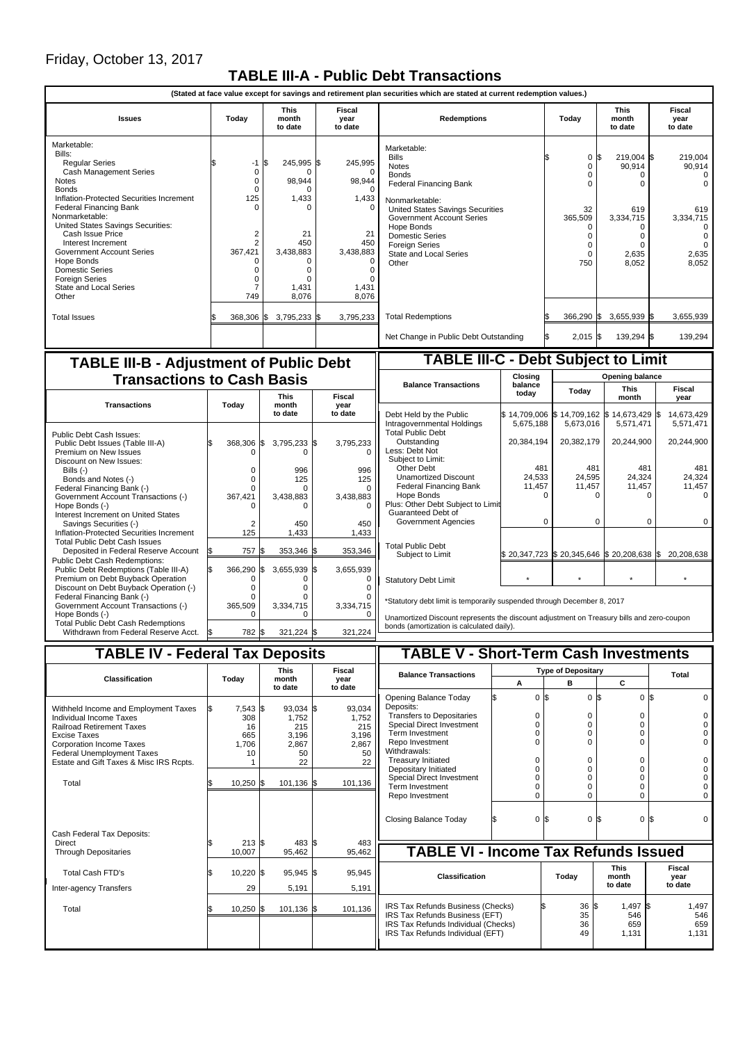Friday, October 13, 2017

# TABLE III-A - Public Debt Transactions

(Stated at face value except for savings and retirement plan securities which are stated at current redemption values.)

| Issues | Today | This month to date | Fiscal year to date |
|---|---|---|---|
| Marketable: | | | |
| Bills: | | | |
| Regular Series | $ -1 | $ 245,995 | $ 245,995 |
| Cash Management Series | 0 | 0 | 0 |
| Notes | 0 | 98,944 | 98,944 |
| Bonds | 0 | 0 | 0 |
| Inflation-Protected Securities Increment | 125 | 1,433 | 1,433 |
| Federal Financing Bank | 0 | 0 | 0 |
| Nonmarketable: | | | |
| United States Savings Securities: | | | |
| Cash Issue Price | 2 | 21 | 21 |
| Interest Increment | 2 | 450 | 450 |
| Government Account Series | 367,421 | 3,438,883 | 3,438,883 |
| Hope Bonds | 0 | 0 | 0 |
| Domestic Series | 0 | 0 | 0 |
| Foreign Series | 0 | 0 | 0 |
| State and Local Series | 7 | 1,431 | 1,431 |
| Other | 749 | 8,076 | 8,076 |
| Total Issues | $ 368,306 | $ 3,795,233 | $ 3,795,233 |

| Redemptions | Today | This month to date | Fiscal year to date |
|---|---|---|---|
| Marketable: | | | |
| Bills | $ 0 | $ 219,004 | $ 219,004 |
| Notes | 0 | 90,914 | 90,914 |
| Bonds | 0 | 0 | 0 |
| Federal Financing Bank | 0 | 0 | 0 |
| Nonmarketable: | | | |
| United States Savings Securities | 32 | 619 | 619 |
| Government Account Series | 365,509 | 3,334,715 | 3,334,715 |
| Hope Bonds | 0 | 0 | 0 |
| Domestic Series | 0 | 0 | 0 |
| Foreign Series | 0 | 0 | 0 |
| State and Local Series | 0 | 2,635 | 2,635 |
| Other | 750 | 8,052 | 8,052 |
| Total Redemptions | $ 366,290 | $ 3,655,939 | $ 3,655,939 |
| Net Change in Public Debt Outstanding | $ 2,015 | $ 139,294 | $ 139,294 |

# TABLE III-B - Adjustment of Public Debt Transactions to Cash Basis

| Transactions | Today | This month to date | Fiscal year to date |
|---|---|---|---|
| Public Debt Cash Issues: | | | |
| Public Debt Issues (Table III-A) | $ 368,306 | $ 3,795,233 | $ 3,795,233 |
| Premium on New Issues | 0 | 0 | 0 |
| Discount on New Issues: | | | |
| Bills (-) | 0 | 996 | 996 |
| Bonds and Notes (-) | 0 | 125 | 125 |
| Federal Financing Bank (-) | 0 | 0 | 0 |
| Government Account Transactions (-) | 367,421 | 3,438,883 | 3,438,883 |
| Hope Bonds (-) | 0 | 0 | 0 |
| Interest Increment on United States Savings Securities (-) | 2 | 450 | 450 |
| Inflation-Protected Securities Increment | 125 | 1,433 | 1,433 |
| Total Public Debt Cash Issues Deposited in Federal Reserve Account | $ 757 | $ 353,346 | $ 353,346 |
| Public Debt Cash Redemptions: | | | |
| Public Debt Redemptions (Table III-A) | $ 366,290 | $ 3,655,939 | $ 3,655,939 |
| Premium on Debt Buyback Operation | 0 | 0 | 0 |
| Discount on Debt Buyback Operation (-) | 0 | 0 | 0 |
| Federal Financing Bank (-) | 0 | 0 | 0 |
| Government Account Transactions (-) | 365,509 | 3,334,715 | 3,334,715 |
| Hope Bonds (-) | 0 | 0 | 0 |
| Total Public Debt Cash Redemptions Withdrawn from Federal Reserve Acct. | $ 782 | $ 321,224 | $ 321,224 |

# TABLE III-C - Debt Subject to Limit

| Balance Transactions | Closing balance today | Opening balance Today | Opening balance This month | Opening balance Fiscal year |
|---|---|---|---|---|
| Debt Held by the Public | $ 14,709,006 | $ 14,709,162 | $ 14,673,429 | $ 14,673,429 |
| Intragovernmental Holdings | 5,675,188 | 5,673,016 | 5,571,471 | 5,571,471 |
| Total Public Debt Outstanding | 20,384,194 | 20,382,179 | 20,244,900 | 20,244,900 |
| Less: Debt Not Subject to Limit: | | | | |
| Other Debt | 481 | 481 | 481 | 481 |
| Unamortized Discount | 24,533 | 24,595 | 24,324 | 24,324 |
| Federal Financing Bank | 11,457 | 11,457 | 11,457 | 11,457 |
| Hope Bonds | 0 | 0 | 0 | 0 |
| Plus: Other Debt Subject to Limit | | | | |
| Guaranteed Debt of Government Agencies | 0 | 0 | 0 | 0 |
| Total Public Debt Subject to Limit | $ 20,347,723 | $ 20,345,646 | $ 20,208,638 | $ 20,208,638 |
| Statutory Debt Limit | * | * | * | * |

*Statutory debt limit is temporarily suspended through December 8, 2017

Unamortized Discount represents the discount adjustment on Treasury bills and zero-coupon bonds (amortization is calculated daily).

# TABLE IV - Federal Tax Deposits

| Classification | Today | This month to date | Fiscal year to date |
|---|---|---|---|
| Withheld Income and Employment Taxes | $ 7,543 | $ 93,034 | $ 93,034 |
| Individual Income Taxes | 308 | 1,752 | 1,752 |
| Railroad Retirement Taxes | 16 | 215 | 215 |
| Excise Taxes | 665 | 3,196 | 3,196 |
| Corporation Income Taxes | 1,706 | 2,867 | 2,867 |
| Federal Unemployment Taxes | 10 | 50 | 50 |
| Estate and Gift Taxes & Misc IRS Rcpts. | 1 | 22 | 22 |
| Total | $ 10,250 | $ 101,136 | $ 101,136 |
| Cash Federal Tax Deposits: | | | |
| Direct | $ 213 | $ 483 | $ 483 |
| Through Depositaries | 10,007 | 95,462 | 95,462 |
| Total Cash FTD's | $ 10,220 | $ 95,945 | $ 95,945 |
| Inter-agency Transfers | 29 | 5,191 | 5,191 |
| Total | $ 10,250 | $ 101,136 | $ 101,136 |

# TABLE V - Short-Term Cash Investments

| Balance Transactions | Type of Depositary A | Type of Depositary B | Type of Depositary C | Total |
|---|---|---|---|---|
| Opening Balance Today | $ 0 | $ 0 | $ 0 | $ 0 |
| Deposits: | | | | |
| Transfers to Depositaries | 0 | 0 | 0 | 0 |
| Special Direct Investment | 0 | 0 | 0 | 0 |
| Term Investment | 0 | 0 | 0 | 0 |
| Repo Investment | 0 | 0 | 0 | 0 |
| Withdrawals: | | | | |
| Treasury Initiated | 0 | 0 | 0 | 0 |
| Depositary Initiated | 0 | 0 | 0 | 0 |
| Special Direct Investment | 0 | 0 | 0 | 0 |
| Term Investment | 0 | 0 | 0 | 0 |
| Repo Investment | 0 | 0 | 0 | 0 |
| Closing Balance Today | $ 0 | $ 0 | $ 0 | $ 0 |

# TABLE VI - Income Tax Refunds Issued

| Classification | Today | This month to date | Fiscal year to date |
|---|---|---|---|
| IRS Tax Refunds Business (Checks) | $ 36 | $ 1,497 | $ 1,497 |
| IRS Tax Refunds Business (EFT) | 35 | 546 | 546 |
| IRS Tax Refunds Individual (Checks) | 36 | 659 | 659 |
| IRS Tax Refunds Individual (EFT) | 49 | 1,131 | 1,131 |